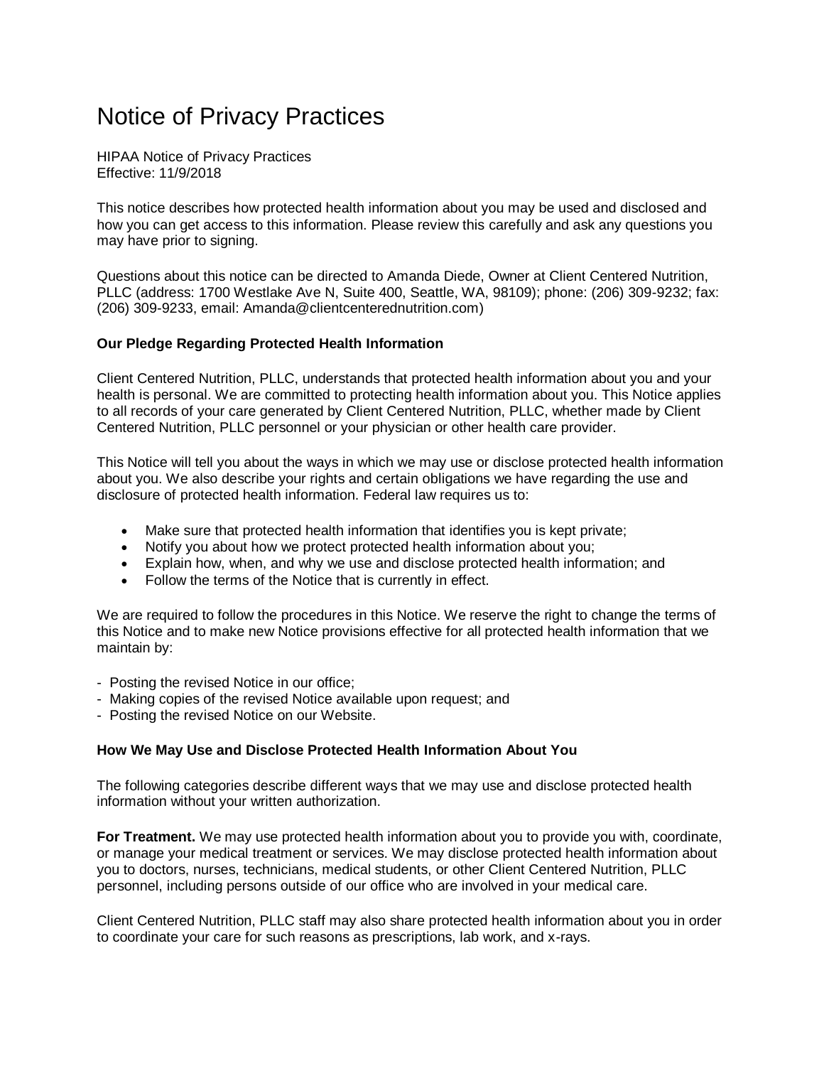# Notice of Privacy Practices

HIPAA Notice of Privacy Practices
Effective: 11/9/2018

This notice describes how protected health information about you may be used and disclosed and how you can get access to this information. Please review this carefully and ask any questions you may have prior to signing.

Questions about this notice can be directed to Amanda Diede, Owner at Client Centered Nutrition, PLLC (address: 1700 Westlake Ave N, Suite 400, Seattle, WA, 98109); phone: (206) 309-9232; fax: (206) 309-9233, email: Amanda@clientcenterednutrition.com)

### Our Pledge Regarding Protected Health Information

Client Centered Nutrition, PLLC, understands that protected health information about you and your health is personal. We are committed to protecting health information about you. This Notice applies to all records of your care generated by Client Centered Nutrition, PLLC, whether made by Client Centered Nutrition, PLLC personnel or your physician or other health care provider.

This Notice will tell you about the ways in which we may use or disclose protected health information about you. We also describe your rights and certain obligations we have regarding the use and disclosure of protected health information. Federal law requires us to:

- Make sure that protected health information that identifies you is kept private;
- Notify you about how we protect protected health information about you;
- Explain how, when, and why we use and disclose protected health information; and
- Follow the terms of the Notice that is currently in effect.

We are required to follow the procedures in this Notice. We reserve the right to change the terms of this Notice and to make new Notice provisions effective for all protected health information that we maintain by:

- Posting the revised Notice in our office;
- Making copies of the revised Notice available upon request; and
- Posting the revised Notice on our Website.

### How We May Use and Disclose Protected Health Information About You

The following categories describe different ways that we may use and disclose protected health information without your written authorization.

**For Treatment.** We may use protected health information about you to provide you with, coordinate, or manage your medical treatment or services. We may disclose protected health information about you to doctors, nurses, technicians, medical students, or other Client Centered Nutrition, PLLC personnel, including persons outside of our office who are involved in your medical care.

Client Centered Nutrition, PLLC staff may also share protected health information about you in order to coordinate your care for such reasons as prescriptions, lab work, and x-rays.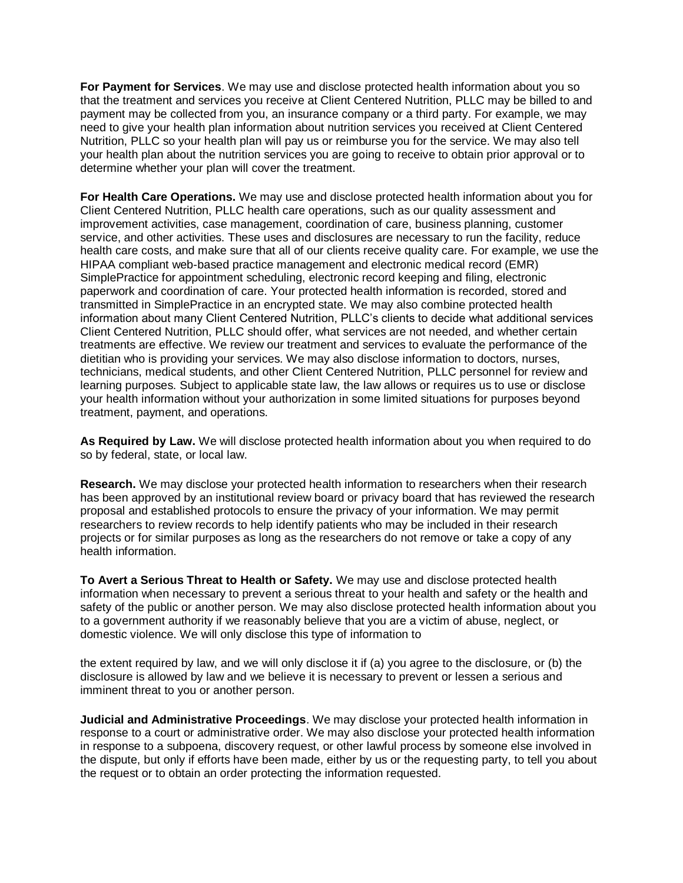**For Payment for Services**. We may use and disclose protected health information about you so that the treatment and services you receive at Client Centered Nutrition, PLLC may be billed to and payment may be collected from you, an insurance company or a third party. For example, we may need to give your health plan information about nutrition services you received at Client Centered Nutrition, PLLC so your health plan will pay us or reimburse you for the service. We may also tell your health plan about the nutrition services you are going to receive to obtain prior approval or to determine whether your plan will cover the treatment.

**For Health Care Operations.** We may use and disclose protected health information about you for Client Centered Nutrition, PLLC health care operations, such as our quality assessment and improvement activities, case management, coordination of care, business planning, customer service, and other activities. These uses and disclosures are necessary to run the facility, reduce health care costs, and make sure that all of our clients receive quality care. For example, we use the HIPAA compliant web-based practice management and electronic medical record (EMR) SimplePractice for appointment scheduling, electronic record keeping and filing, electronic paperwork and coordination of care. Your protected health information is recorded, stored and transmitted in SimplePractice in an encrypted state. We may also combine protected health information about many Client Centered Nutrition, PLLC's clients to decide what additional services Client Centered Nutrition, PLLC should offer, what services are not needed, and whether certain treatments are effective. We review our treatment and services to evaluate the performance of the dietitian who is providing your services. We may also disclose information to doctors, nurses, technicians, medical students, and other Client Centered Nutrition, PLLC personnel for review and learning purposes. Subject to applicable state law, the law allows or requires us to use or disclose your health information without your authorization in some limited situations for purposes beyond treatment, payment, and operations.

**As Required by Law.** We will disclose protected health information about you when required to do so by federal, state, or local law.

**Research.** We may disclose your protected health information to researchers when their research has been approved by an institutional review board or privacy board that has reviewed the research proposal and established protocols to ensure the privacy of your information. We may permit researchers to review records to help identify patients who may be included in their research projects or for similar purposes as long as the researchers do not remove or take a copy of any health information.

**To Avert a Serious Threat to Health or Safety.** We may use and disclose protected health information when necessary to prevent a serious threat to your health and safety or the health and safety of the public or another person. We may also disclose protected health information about you to a government authority if we reasonably believe that you are a victim of abuse, neglect, or domestic violence. We will only disclose this type of information to the extent required by law, and we will only disclose it if (a) you agree to the disclosure, or (b) the disclosure is allowed by law and we believe it is necessary to prevent or lessen a serious and imminent threat to you or another person.

**Judicial and Administrative Proceedings**. We may disclose your protected health information in response to a court or administrative order. We may also disclose your protected health information in response to a subpoena, discovery request, or other lawful process by someone else involved in the dispute, but only if efforts have been made, either by us or the requesting party, to tell you about the request or to obtain an order protecting the information requested.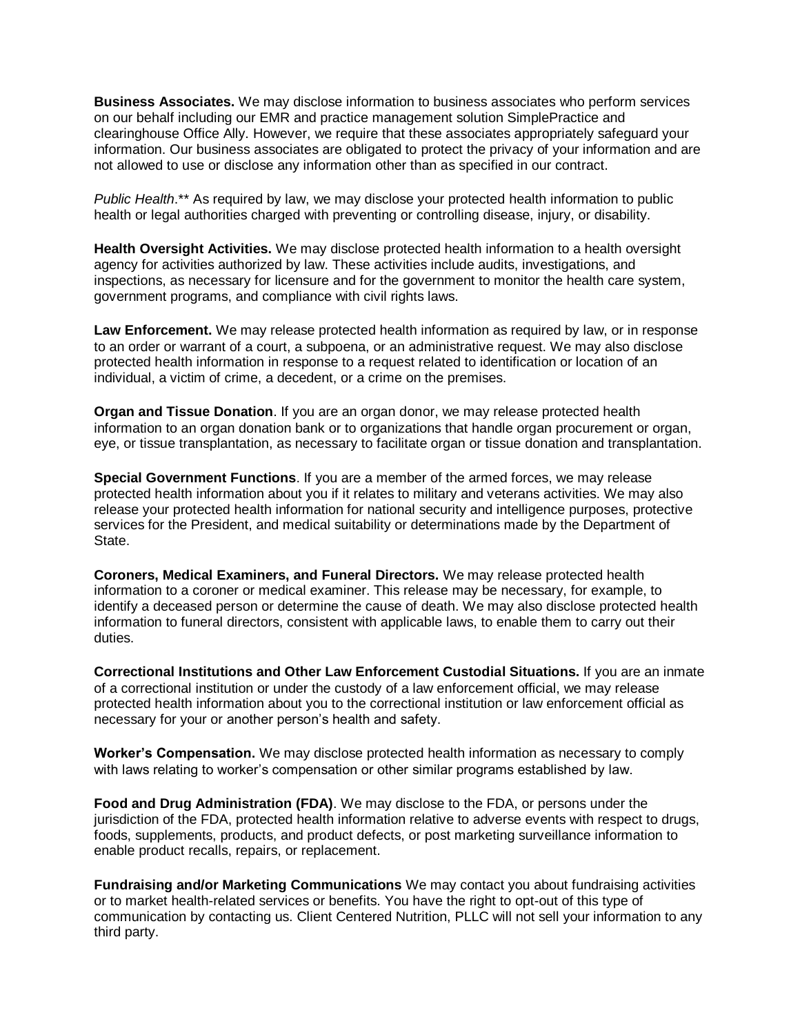**Business Associates.** We may disclose information to business associates who perform services on our behalf including our EMR and practice management solution SimplePractice and clearinghouse Office Ally. However, we require that these associates appropriately safeguard your information. Our business associates are obligated to protect the privacy of your information and are not allowed to use or disclose any information other than as specified in our contract.

*Public Health*.** As required by law, we may disclose your protected health information to public health or legal authorities charged with preventing or controlling disease, injury, or disability.

**Health Oversight Activities.** We may disclose protected health information to a health oversight agency for activities authorized by law. These activities include audits, investigations, and inspections, as necessary for licensure and for the government to monitor the health care system, government programs, and compliance with civil rights laws.

**Law Enforcement.** We may release protected health information as required by law, or in response to an order or warrant of a court, a subpoena, or an administrative request. We may also disclose protected health information in response to a request related to identification or location of an individual, a victim of crime, a decedent, or a crime on the premises.

**Organ and Tissue Donation**. If you are an organ donor, we may release protected health information to an organ donation bank or to organizations that handle organ procurement or organ, eye, or tissue transplantation, as necessary to facilitate organ or tissue donation and transplantation.

**Special Government Functions**. If you are a member of the armed forces, we may release protected health information about you if it relates to military and veterans activities. We may also release your protected health information for national security and intelligence purposes, protective services for the President, and medical suitability or determinations made by the Department of State.

**Coroners, Medical Examiners, and Funeral Directors.** We may release protected health information to a coroner or medical examiner. This release may be necessary, for example, to identify a deceased person or determine the cause of death. We may also disclose protected health information to funeral directors, consistent with applicable laws, to enable them to carry out their duties.

**Correctional Institutions and Other Law Enforcement Custodial Situations.** If you are an inmate of a correctional institution or under the custody of a law enforcement official, we may release protected health information about you to the correctional institution or law enforcement official as necessary for your or another person's health and safety.

**Worker's Compensation.** We may disclose protected health information as necessary to comply with laws relating to worker's compensation or other similar programs established by law.

**Food and Drug Administration (FDA)**. We may disclose to the FDA, or persons under the jurisdiction of the FDA, protected health information relative to adverse events with respect to drugs, foods, supplements, products, and product defects, or post marketing surveillance information to enable product recalls, repairs, or replacement.

**Fundraising and/or Marketing Communications** We may contact you about fundraising activities or to market health-related services or benefits. You have the right to opt-out of this type of communication by contacting us. Client Centered Nutrition, PLLC will not sell your information to any third party.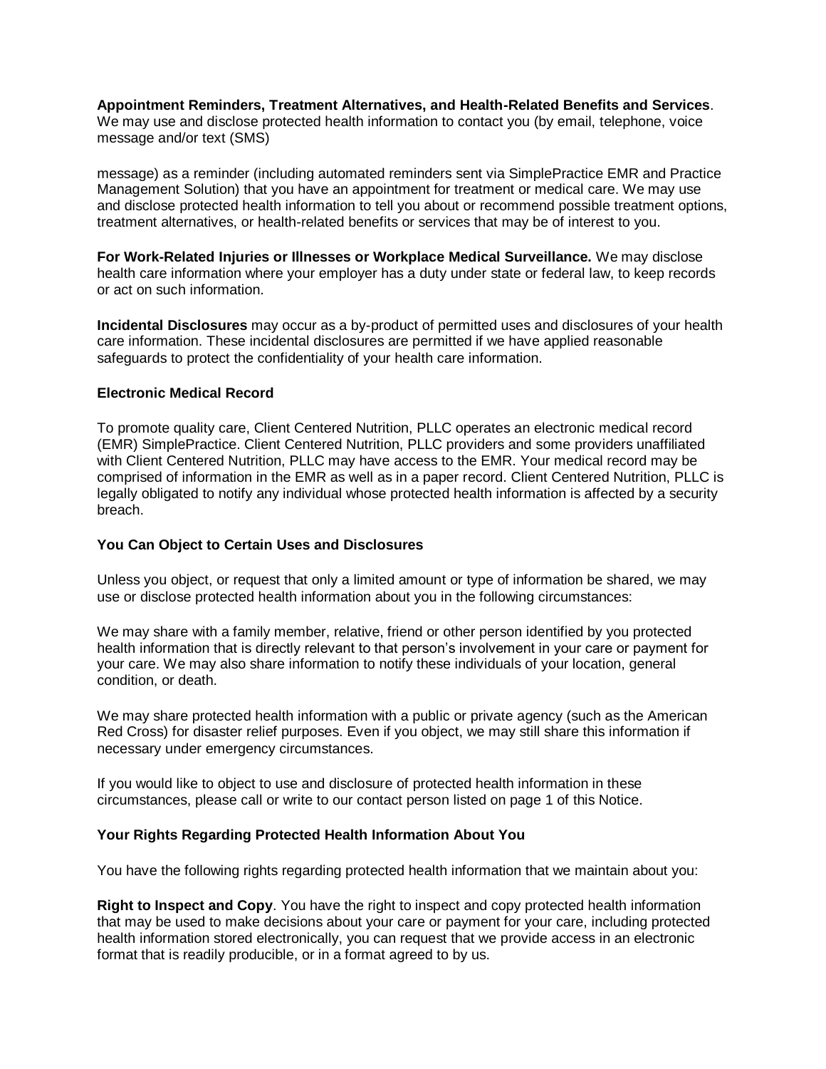**Appointment Reminders, Treatment Alternatives, and Health-Related Benefits and Services**. We may use and disclose protected health information to contact you (by email, telephone, voice message and/or text (SMS)

message) as a reminder (including automated reminders sent via SimplePractice EMR and Practice Management Solution) that you have an appointment for treatment or medical care. We may use and disclose protected health information to tell you about or recommend possible treatment options, treatment alternatives, or health-related benefits or services that may be of interest to you.

**For Work-Related Injuries or Illnesses or Workplace Medical Surveillance.** We may disclose health care information where your employer has a duty under state or federal law, to keep records or act on such information.

**Incidental Disclosures** may occur as a by-product of permitted uses and disclosures of your health care information. These incidental disclosures are permitted if we have applied reasonable safeguards to protect the confidentiality of your health care information.

**Electronic Medical Record**

To promote quality care, Client Centered Nutrition, PLLC operates an electronic medical record (EMR) SimplePractice. Client Centered Nutrition, PLLC providers and some providers unaffiliated with Client Centered Nutrition, PLLC may have access to the EMR. Your medical record may be comprised of information in the EMR as well as in a paper record. Client Centered Nutrition, PLLC is legally obligated to notify any individual whose protected health information is affected by a security breach.

**You Can Object to Certain Uses and Disclosures**

Unless you object, or request that only a limited amount or type of information be shared, we may use or disclose protected health information about you in the following circumstances:

We may share with a family member, relative, friend or other person identified by you protected health information that is directly relevant to that person's involvement in your care or payment for your care. We may also share information to notify these individuals of your location, general condition, or death.

We may share protected health information with a public or private agency (such as the American Red Cross) for disaster relief purposes. Even if you object, we may still share this information if necessary under emergency circumstances.

If you would like to object to use and disclosure of protected health information in these circumstances, please call or write to our contact person listed on page 1 of this Notice.

**Your Rights Regarding Protected Health Information About You**

You have the following rights regarding protected health information that we maintain about you:

**Right to Inspect and Copy**. You have the right to inspect and copy protected health information that may be used to make decisions about your care or payment for your care, including protected health information stored electronically, you can request that we provide access in an electronic format that is readily producible, or in a format agreed to by us.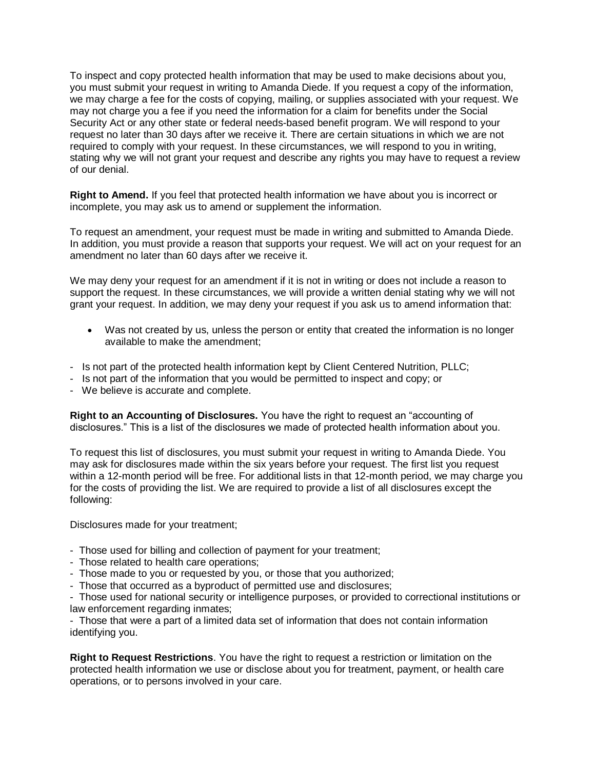To inspect and copy protected health information that may be used to make decisions about you, you must submit your request in writing to Amanda Diede. If you request a copy of the information, we may charge a fee for the costs of copying, mailing, or supplies associated with your request. We may not charge you a fee if you need the information for a claim for benefits under the Social Security Act or any other state or federal needs-based benefit program. We will respond to your request no later than 30 days after we receive it. There are certain situations in which we are not required to comply with your request. In these circumstances, we will respond to you in writing, stating why we will not grant your request and describe any rights you may have to request a review of our denial.

**Right to Amend.** If you feel that protected health information we have about you is incorrect or incomplete, you may ask us to amend or supplement the information.

To request an amendment, your request must be made in writing and submitted to Amanda Diede. In addition, you must provide a reason that supports your request. We will act on your request for an amendment no later than 60 days after we receive it.

We may deny your request for an amendment if it is not in writing or does not include a reason to support the request. In these circumstances, we will provide a written denial stating why we will not grant your request. In addition, we may deny your request if you ask us to amend information that:

- Was not created by us, unless the person or entity that created the information is no longer available to make the amendment;

- Is not part of the protected health information kept by Client Centered Nutrition, PLLC;
- Is not part of the information that you would be permitted to inspect and copy; or
- We believe is accurate and complete.

**Right to an Accounting of Disclosures.** You have the right to request an "accounting of disclosures." This is a list of the disclosures we made of protected health information about you.

To request this list of disclosures, you must submit your request in writing to Amanda Diede. You may ask for disclosures made within the six years before your request. The first list you request within a 12-month period will be free. For additional lists in that 12-month period, we may charge you for the costs of providing the list. We are required to provide a list of all disclosures except the following:

Disclosures made for your treatment;

- Those used for billing and collection of payment for your treatment;
- Those related to health care operations;
- Those made to you or requested by you, or those that you authorized;
- Those that occurred as a byproduct of permitted use and disclosures;
- Those used for national security or intelligence purposes, or provided to correctional institutions or law enforcement regarding inmates;
- Those that were a part of a limited data set of information that does not contain information identifying you.

**Right to Request Restrictions**. You have the right to request a restriction or limitation on the protected health information we use or disclose about you for treatment, payment, or health care operations, or to persons involved in your care.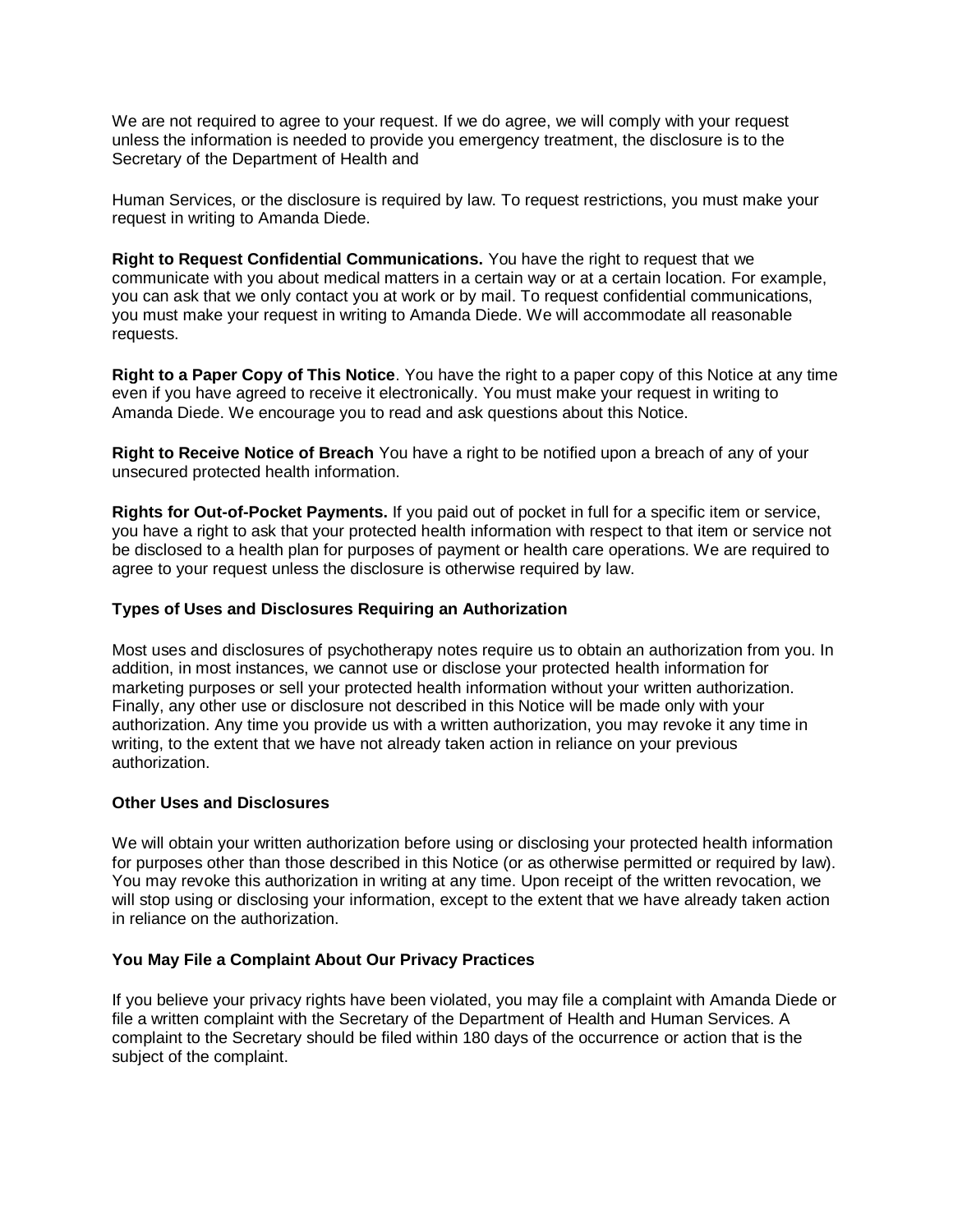We are not required to agree to your request. If we do agree, we will comply with your request unless the information is needed to provide you emergency treatment, the disclosure is to the Secretary of the Department of Health and

Human Services, or the disclosure is required by law. To request restrictions, you must make your request in writing to Amanda Diede.

**Right to Request Confidential Communications.** You have the right to request that we communicate with you about medical matters in a certain way or at a certain location. For example, you can ask that we only contact you at work or by mail. To request confidential communications, you must make your request in writing to Amanda Diede. We will accommodate all reasonable requests.

**Right to a Paper Copy of This Notice**. You have the right to a paper copy of this Notice at any time even if you have agreed to receive it electronically. You must make your request in writing to Amanda Diede. We encourage you to read and ask questions about this Notice.

**Right to Receive Notice of Breach** You have a right to be notified upon a breach of any of your unsecured protected health information.

**Rights for Out-of-Pocket Payments.** If you paid out of pocket in full for a specific item or service, you have a right to ask that your protected health information with respect to that item or service not be disclosed to a health plan for purposes of payment or health care operations. We are required to agree to your request unless the disclosure is otherwise required by law.

**Types of Uses and Disclosures Requiring an Authorization**

Most uses and disclosures of psychotherapy notes require us to obtain an authorization from you. In addition, in most instances, we cannot use or disclose your protected health information for marketing purposes or sell your protected health information without your written authorization. Finally, any other use or disclosure not described in this Notice will be made only with your authorization. Any time you provide us with a written authorization, you may revoke it any time in writing, to the extent that we have not already taken action in reliance on your previous authorization.

**Other Uses and Disclosures**

We will obtain your written authorization before using or disclosing your protected health information for purposes other than those described in this Notice (or as otherwise permitted or required by law). You may revoke this authorization in writing at any time. Upon receipt of the written revocation, we will stop using or disclosing your information, except to the extent that we have already taken action in reliance on the authorization.

**You May File a Complaint About Our Privacy Practices**

If you believe your privacy rights have been violated, you may file a complaint with Amanda Diede or file a written complaint with the Secretary of the Department of Health and Human Services. A complaint to the Secretary should be filed within 180 days of the occurrence or action that is the subject of the complaint.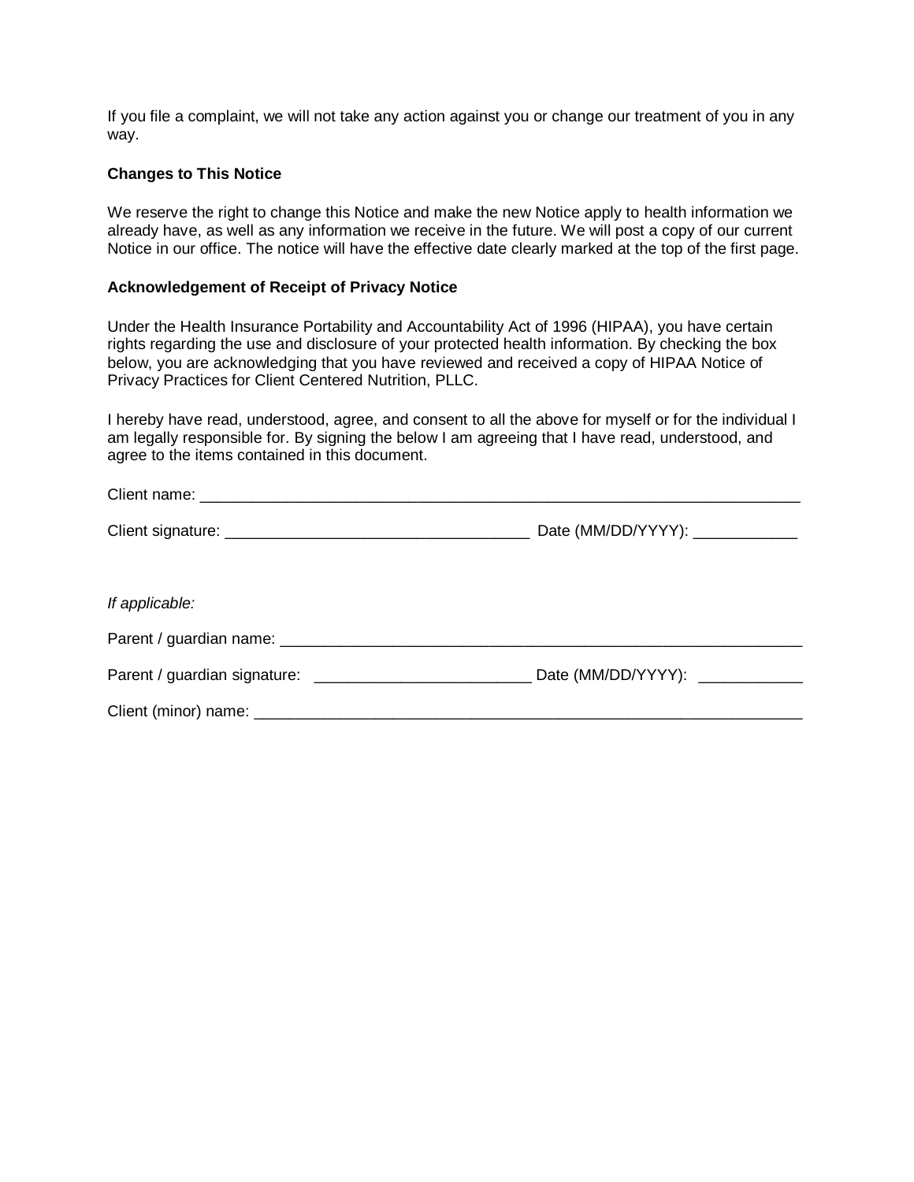If you file a complaint, we will not take any action against you or change our treatment of you in any way.

**Changes to This Notice**

We reserve the right to change this Notice and make the new Notice apply to health information we already have, as well as any information we receive in the future. We will post a copy of our current Notice in our office. The notice will have the effective date clearly marked at the top of the first page.

**Acknowledgement of Receipt of Privacy Notice**

Under the Health Insurance Portability and Accountability Act of 1996 (HIPAA), you have certain rights regarding the use and disclosure of your protected health information. By checking the box below, you are acknowledging that you have reviewed and received a copy of HIPAA Notice of Privacy Practices for Client Centered Nutrition, PLLC.

I hereby have read, understood, agree, and consent to all the above for myself or for the individual I am legally responsible for. By signing the below I am agreeing that I have read, understood, and agree to the items contained in this document.

Client name: ___________________________________________________________________________

Client signature: ___________________________________ Date (MM/DD/YYYY): ____________

*If applicable:*

Parent / guardian name: _______________________________________________________________

Parent / guardian signature: _________________________ Date (MM/DD/YYYY): ____________

Client (minor) name: __________________________________________________________________